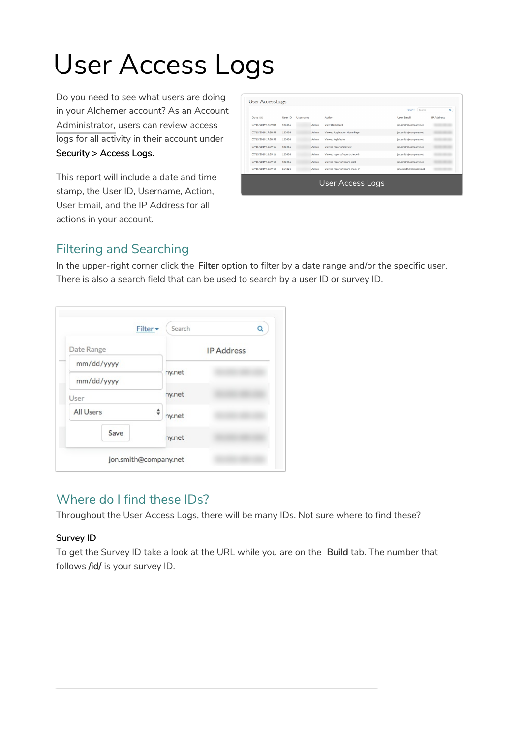# User Access Logs

Do you need to see what users are doing in your Alchemer account? As an Account Administrator, users can review access logs for all activity in their account under **Security > Access Logs.**

This report will include a date and time stamp, the User ID, Username, Action, User Email, and the IP Address for all actions in your account.

User Access Logs

## Filtering and Searching

In the upper-right corner click the **Filter** option to filter by a date range and/or the specific user. There is also a search field that can be used to search by a user ID or survey ID.

## Where do I find these IDs?

Throughout the User Access Logs, there will be many IDs. Not sure where to find these?

### Survey ID

To get the Survey ID take a look at the URL while you are on the **Build** tab. The number that follows **/id/** is your survey ID.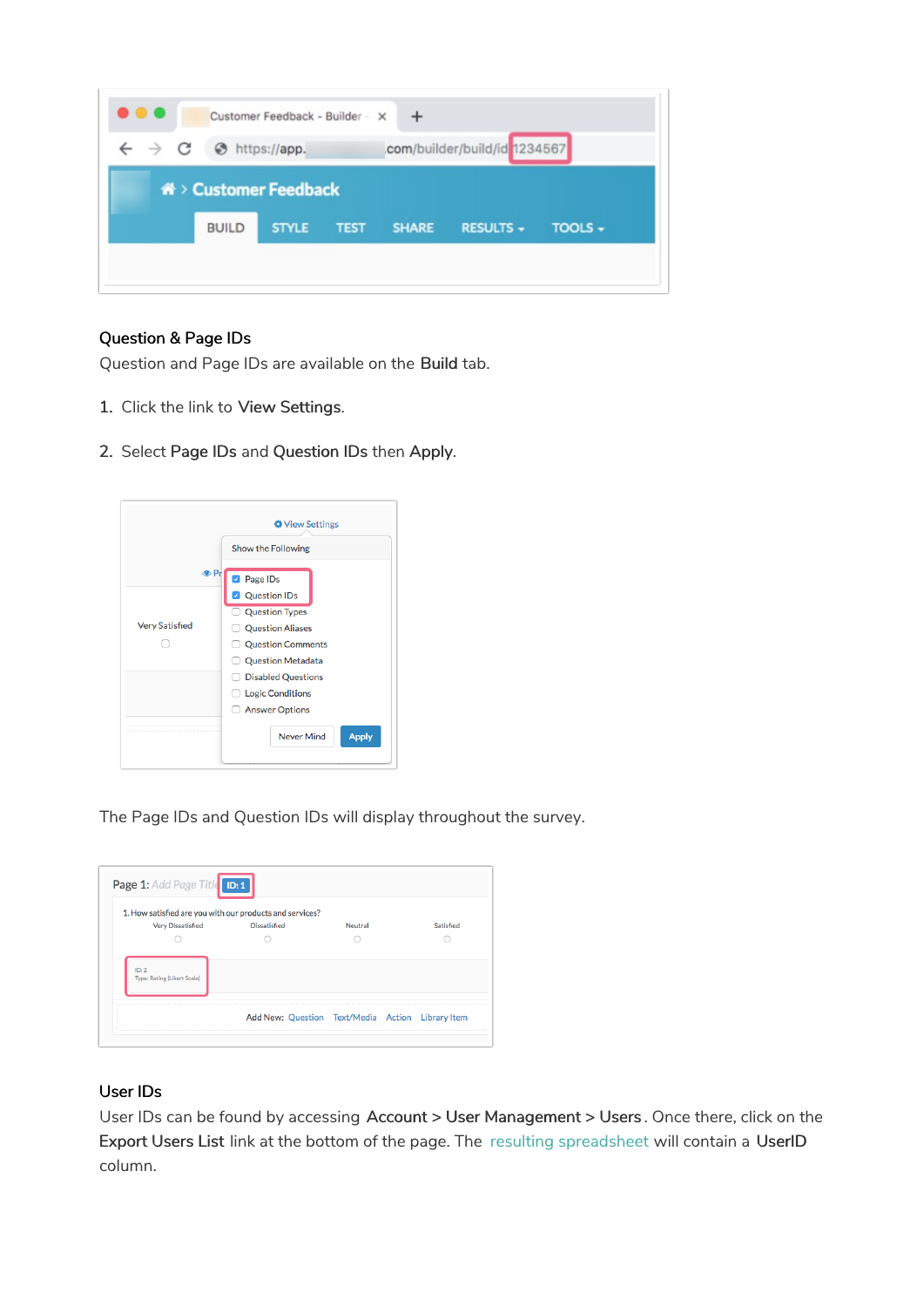### Question & Page IDs

Question and Page IDs are available on the **Build** tab.

1. Click the link to **View Settings**.
2. Select **Page IDs** and **Question IDs** then **Apply**.

The Page IDs and Question IDs will display throughout the survey.

### User IDs

User IDs can be found by accessing **Account** > **User Management** > **Users**. Once there, click on the **Export Users List** link at the bottom of the page. The resulting spreadsheet will contain a **UserID** column.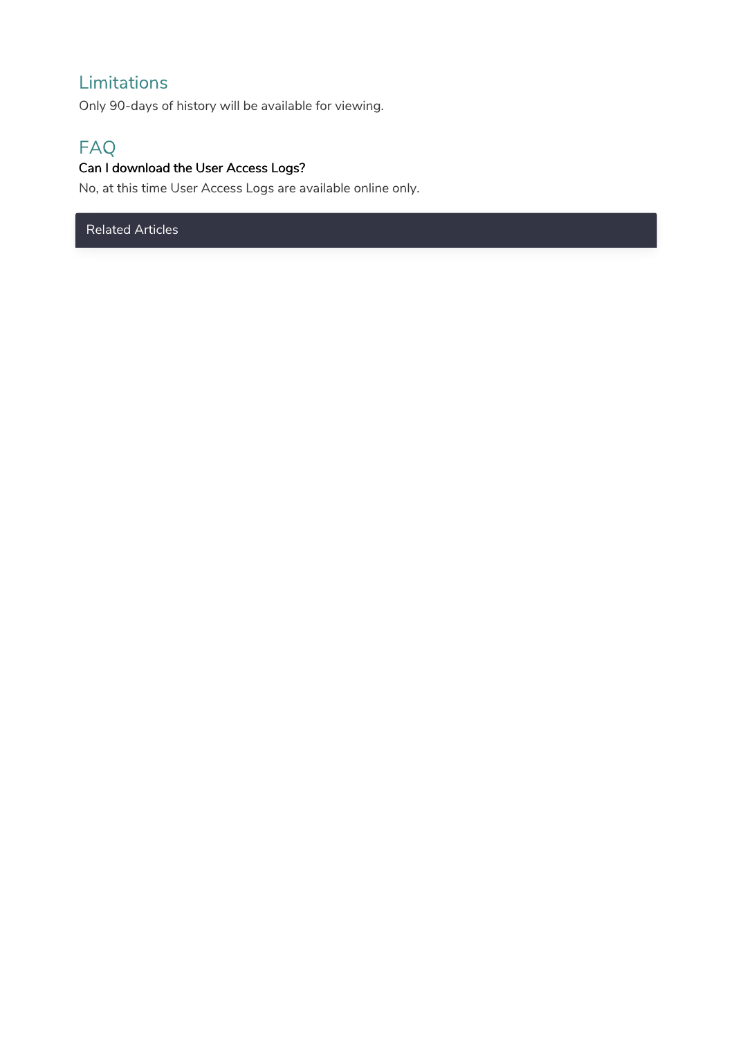## Limitations

Only 90-days of history will be available for viewing.

## FAQ

**Can I download the User Access Logs?**

No, at this time User Access Logs are available online only.

Related Articles